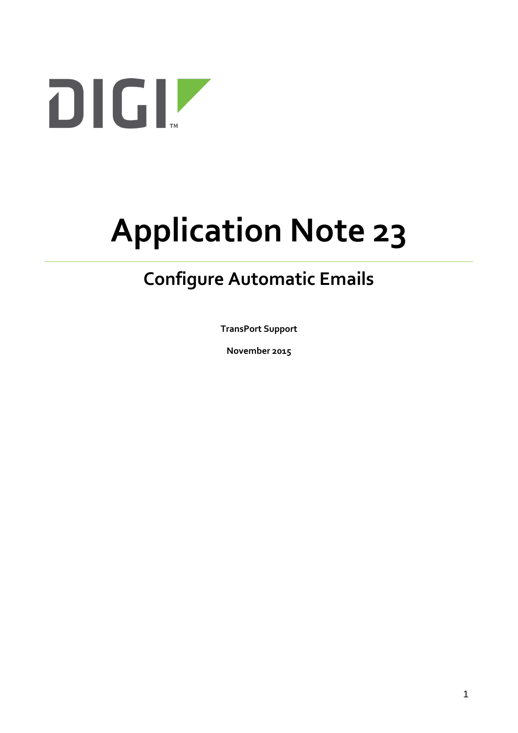DIGI™

# Application Note 23

## Configure Automatic Emails

**TransPort Support**

**November 2015**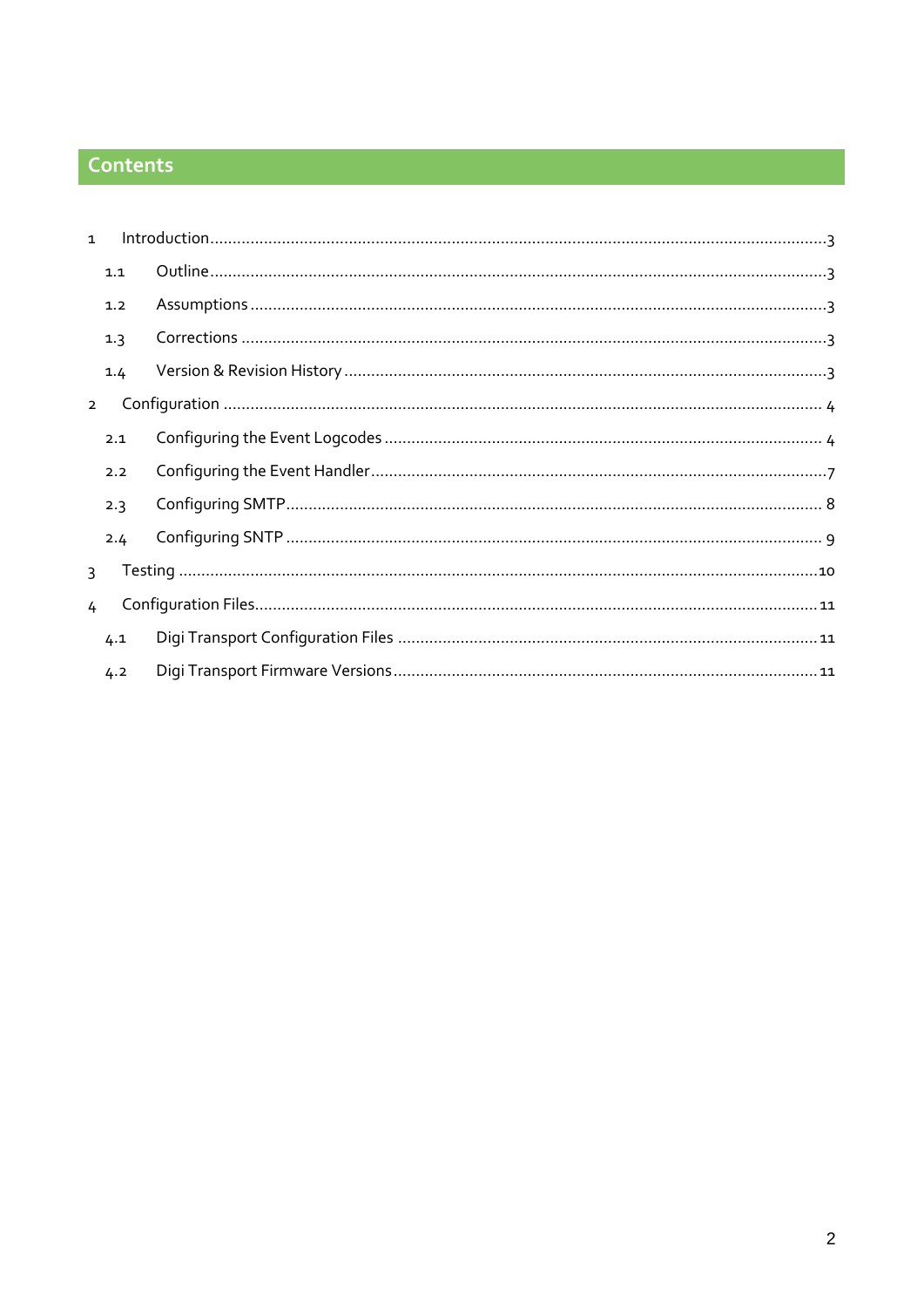# Contents

1 Introduction ........ 3

- 1.1 Outline ........ 3
- 1.2 Assumptions ........ 3
- 1.3 Corrections ........ 3
- 1.4 Version & Revision History ........ 3

2 Configuration ........ 4

- 2.1 Configuring the Event Logcodes ........ 4
- 2.2 Configuring the Event Handler ........ 7
- 2.3 Configuring SMTP ........ 8
- 2.4 Configuring SNTP ........ 9

3 Testing ........ 10

4 Configuration Files ........ 11

- 4.1 Digi Transport Configuration Files ........ 11
- 4.2 Digi Transport Firmware Versions ........ 11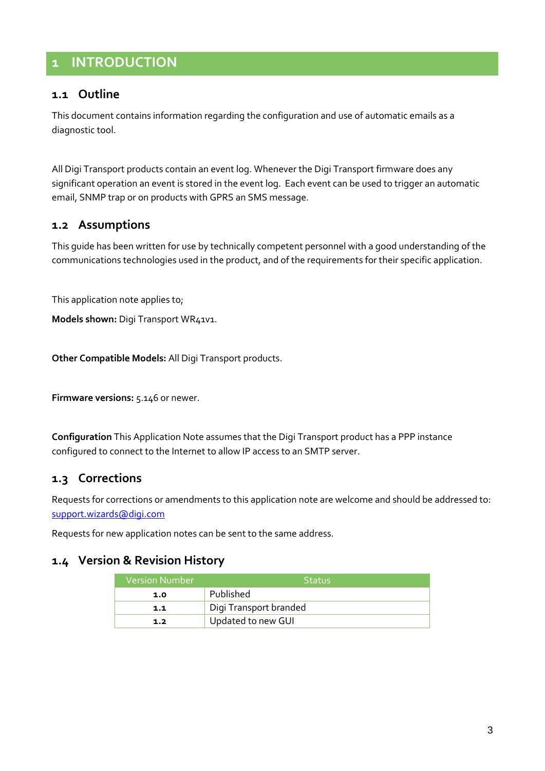# 1 INTRODUCTION

## 1.1 Outline

This document contains information regarding the configuration and use of automatic emails as a diagnostic tool.

All Digi Transport products contain an event log. Whenever the Digi Transport firmware does any significant operation an event is stored in the event log. Each event can be used to trigger an automatic email, SNMP trap or on products with GPRS an SMS message.

## 1.2 Assumptions

This guide has been written for use by technically competent personnel with a good understanding of the communications technologies used in the product, and of the requirements for their specific application.

This application note applies to;

**Models shown:** Digi Transport WR41v1.

**Other Compatible Models:** All Digi Transport products.

**Firmware versions:** 5.146 or newer.

**Configuration** This Application Note assumes that the Digi Transport product has a PPP instance configured to connect to the Internet to allow IP access to an SMTP server.

## 1.3 Corrections

Requests for corrections or amendments to this application note are welcome and should be addressed to: support.wizards@digi.com

Requests for new application notes can be sent to the same address.

## 1.4 Version & Revision History

| Version Number | Status |
|---|---|
| **1.0** | Published |
| **1.1** | Digi Transport branded |
| **1.2** | Updated to new GUI |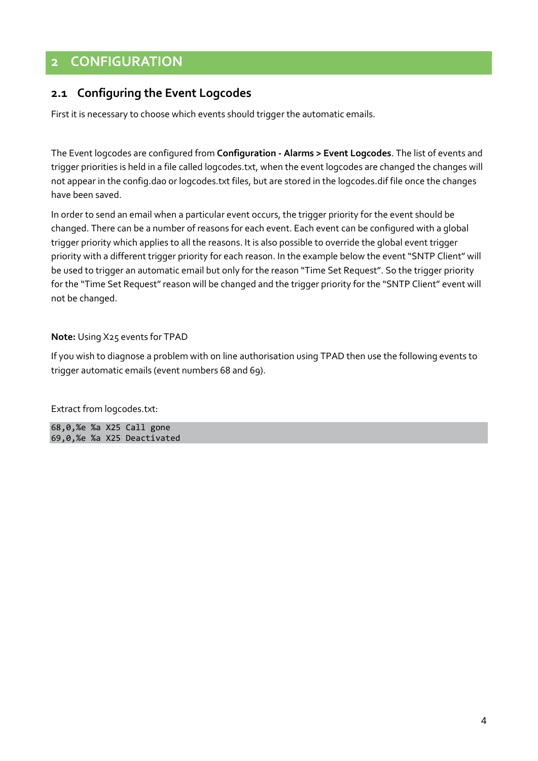# 2 CONFIGURATION

## 2.1 Configuring the Event Logcodes

First it is necessary to choose which events should trigger the automatic emails.

The Event logcodes are configured from **Configuration - Alarms > Event Logcodes**. The list of events and trigger priorities is held in a file called logcodes.txt, when the event logcodes are changed the changes will not appear in the config.dao or logcodes.txt files, but are stored in the logcodes.dif file once the changes have been saved.

In order to send an email when a particular event occurs, the trigger priority for the event should be changed. There can be a number of reasons for each event. Each event can be configured with a global trigger priority which applies to all the reasons. It is also possible to override the global event trigger priority with a different trigger priority for each reason. In the example below the event "SNTP Client" will be used to trigger an automatic email but only for the reason "Time Set Request". So the trigger priority for the "Time Set Request" reason will be changed and the trigger priority for the "SNTP Client" event will not be changed.

**Note:** Using X25 events for TPAD

If you wish to diagnose a problem with on line authorisation using TPAD then use the following events to trigger automatic emails (event numbers 68 and 69).

Extract from logcodes.txt:

```
68,0,%e %a X25 Call gone
69,0,%e %a X25 Deactivated
```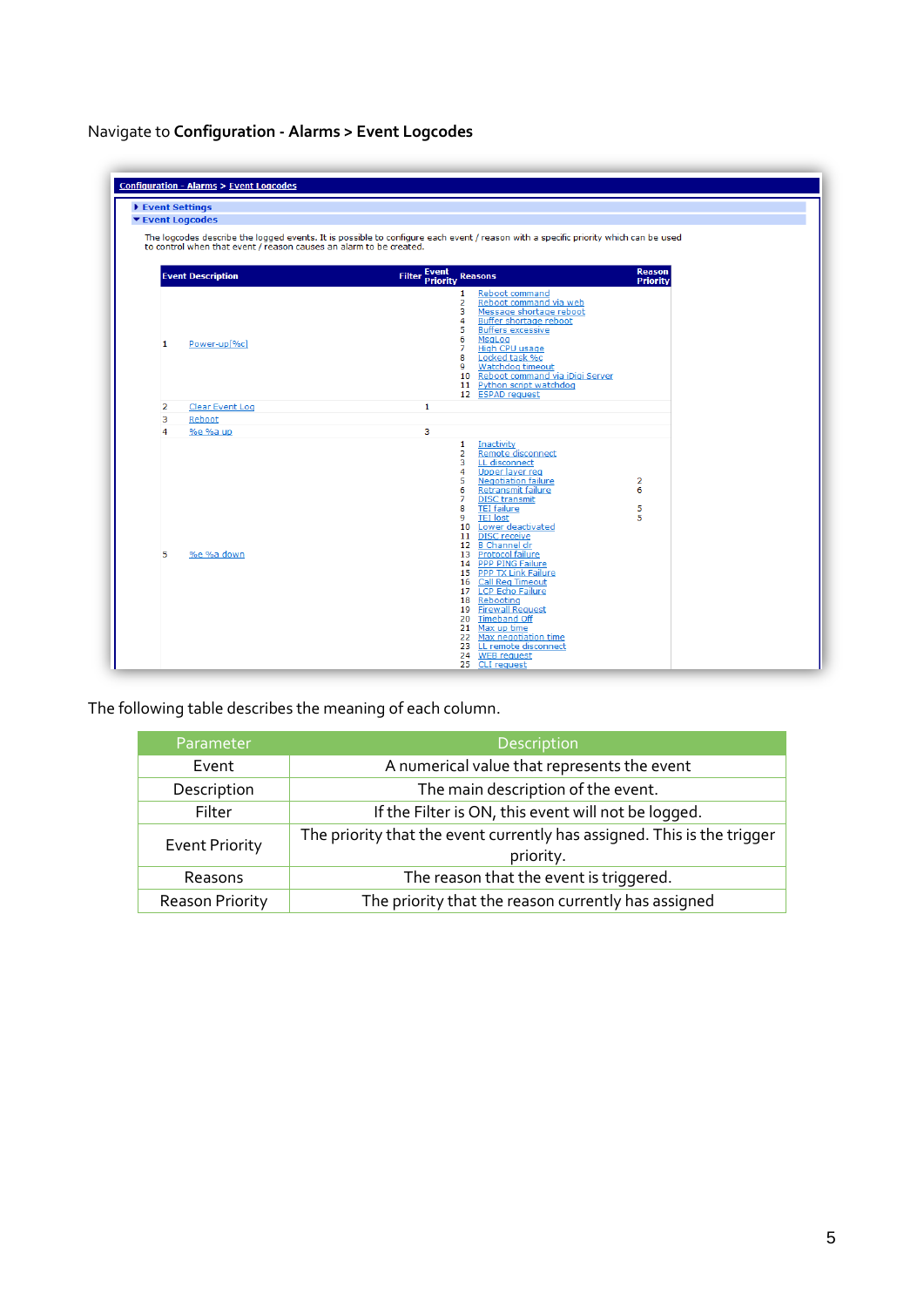Navigate to **Configuration - Alarms > Event Logcodes**

Configuration - Alarms > Event Logcodes

▸ Event Settings

▾ Event Logcodes

The logcodes describe the logged events. It is possible to configure each event / reason with a specific priority which can be used to control when that event / reason causes an alarm to be created.

| | Event Description | Filter | Event Priority | | Reasons | Reason Priority |
|---|---|---|---|---|---|---|
| 1 | Power-up[%c] | | | 1 | Reboot command | |
| | | | | 2 | Reboot command via web | |
| | | | | 3 | Message shortage reboot | |
| | | | | 4 | Buffer shortage reboot | |
| | | | | 5 | Buffers excessive | |
| | | | | 6 | MsgLog | |
| | | | | 7 | High CPU usage | |
| | | | | 8 | Locked task %c | |
| | | | | 9 | Watchdog timeout | |
| | | | | 10 | Reboot command via iDigi Server | |
| | | | | 11 | Python script watchdog | |
| | | | | 12 | ESPAD request | |
| 2 | Clear Event Log | | 1 | | | |
| 3 | Reboot | | | | | |
| 4 | %e %a up | | 3 | | | |
| 5 | %e %a down | | | 1 | Inactivity | |
| | | | | 2 | Remote disconnect | |
| | | | | 3 | LL disconnect | |
| | | | | 4 | Upper layer req | |
| | | | | 5 | Negotiation failure | 2 |
| | | | | 6 | Retransmit failure | 6 |
| | | | | 7 | DISC transmit | |
| | | | | 8 | TEI failure | 5 |
| | | | | 9 | TEI lost | 5 |
| | | | | 10 | Lower deactivated | |
| | | | | 11 | DISC receive | |
| | | | | 12 | B Channel dr | |
| | | | | 13 | Protocol failure | |
| | | | | 14 | PPP PING Failure | |
| | | | | 15 | PPP TX Link Failure | |
| | | | | 16 | Call Req Timeout | |
| | | | | 17 | LCP Echo Failure | |
| | | | | 18 | Rebooting | |
| | | | | 19 | Firewall Request | |
| | | | | 20 | Timeband Off | |
| | | | | 21 | Max up time | |
| | | | | 22 | Max negotiation time | |
| | | | | 23 | LL remote disconnect | |
| | | | | 24 | WEB request | |
| | | | | 25 | CLI request | |

The following table describes the meaning of each column.

| Parameter | Description |
|---|---|
| Event | A numerical value that represents the event |
| Description | The main description of the event. |
| Filter | If the Filter is ON, this event will not be logged. |
| Event Priority | The priority that the event currently has assigned. This is the trigger priority. |
| Reasons | The reason that the event is triggered. |
| Reason Priority | The priority that the reason currently has assigned |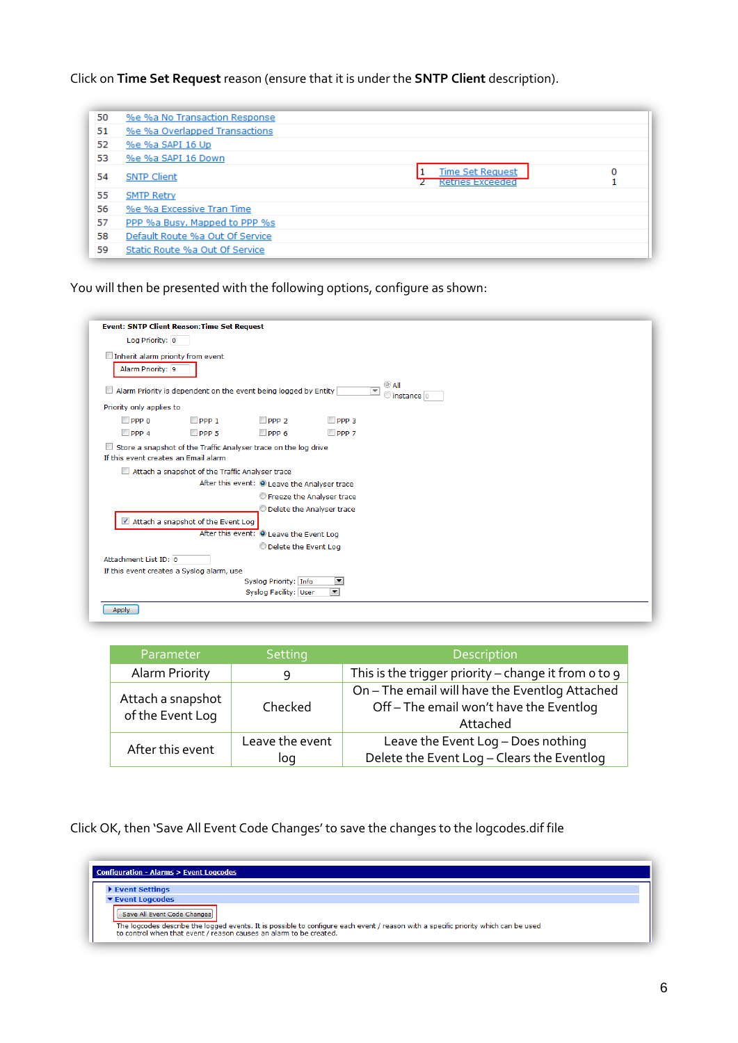Click on **Time Set Request** reason (ensure that it is under the **SNTP Client** description).

| | | | | |
|---|---|---|---|---|
| 50 | %e %a No Transaction Response | | | |
| 51 | %e %a Overlapped Transactions | | | |
| 52 | %e %a SAPI 16 Up | | | |
| 53 | %e %a SAPI 16 Down | | | |
| 54 | SNTP Client | 1<br>2 | Time Set Request<br>Retries Exceeded | 0<br>1 |
| 55 | SMTP Retry | | | |
| 56 | %e %a Excessive Tran Time | | | |
| 57 | PPP %a Busy, Mapped to PPP %s | | | |
| 58 | Default Route %a Out Of Service | | | |
| 59 | Static Route %a Out Of Service | | | |

You will then be presented with the following options, configure as shown:

**Event: SNTP Client Reason:Time Set Request**

Log Priority: 0

☐ Inherit alarm priority from event

Alarm Priority: 9

☐ Alarm Priority is dependent on the event being logged by Entity ◉ All ○ instance 0

Priority only applies to

☐ PPP 0 ☐ PPP 1 ☐ PPP 2 ☐ PPP 3
☐ PPP 4 ☐ PPP 5 ☐ PPP 6 ☐ PPP 7

☐ Store a snapshot of the Traffic Analyser trace on the log drive

If this event creates an Email alarm

☐ Attach a snapshot of the Traffic Analyser trace

After this event: ◉ Leave the Analyser trace ○ Freeze the Analyser trace ○ Delete the Analyser trace

☑ Attach a snapshot of the Event Log

After this event: ◉ Leave the Event Log ○ Delete the Event Log

Attachment List ID: 0

If this event creates a Syslog alarm, use

Syslog Priority: Info

Syslog Facility: User

Apply

| Parameter | Setting | Description |
|---|---|---|
| Alarm Priority | 9 | This is the trigger priority – change it from 0 to 9 |
| Attach a snapshot of the Event Log | Checked | On – The email will have the Eventlog Attached<br>Off – The email won't have the Eventlog Attached |
| After this event | Leave the event log | Leave the Event Log – Does nothing<br>Delete the Event Log – Clears the Eventlog |

Click OK, then 'Save All Event Code Changes' to save the changes to the logcodes.dif file

Configuration - Alarms > Event Logcodes

▸ Event Settings

▾ Event Logcodes

Save All Event Code Changes

The logcodes describe the logged events. It is possible to configure each event / reason with a specific priority which can be used to control when that event / reason causes an alarm to be created.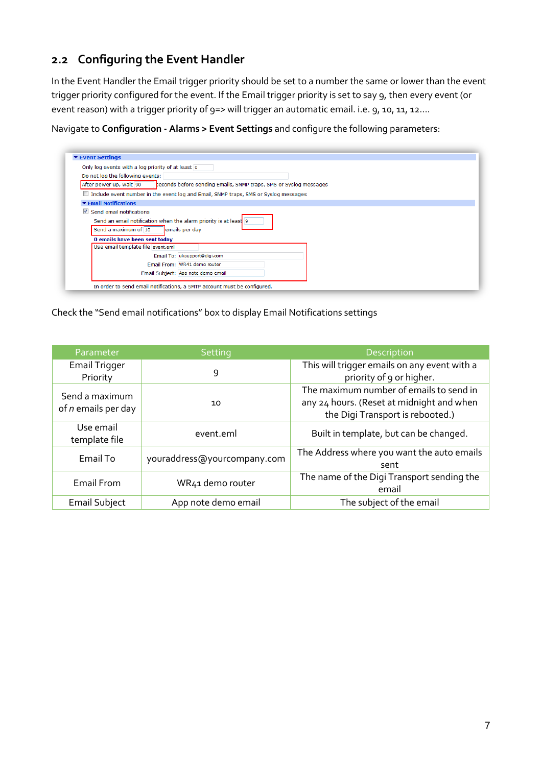## 2.2 Configuring the Event Handler

In the Event Handler the Email trigger priority should be set to a number the same or lower than the event trigger priority configured for the event. If the Email trigger priority is set to say 9, then every event (or event reason) with a trigger priority of 9=> will trigger an automatic email. i.e. 9, 10, 11, 12….

Navigate to **Configuration - Alarms > Event Settings** and configure the following parameters:

Check the "Send email notifications" box to display Email Notifications settings

| Parameter | Setting | Description |
|---|---|---|
| Email Trigger Priority | 9 | This will trigger emails on any event with a priority of 9 or higher. |
| Send a maximum of *n* emails per day | 10 | The maximum number of emails to send in any 24 hours. (Reset at midnight and when the Digi Transport is rebooted.) |
| Use email template file | event.eml | Built in template, but can be changed. |
| Email To | youraddress@yourcompany.com | The Address where you want the auto emails sent |
| Email From | WR41 demo router | The name of the Digi Transport sending the email |
| Email Subject | App note demo email | The subject of the email |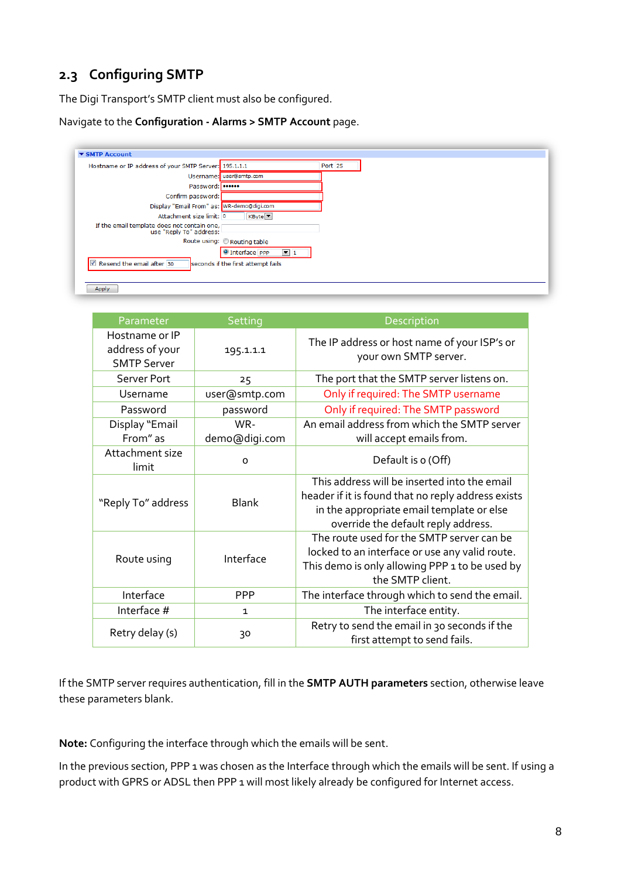## 2.3 Configuring SMTP

The Digi Transport's SMTP client must also be configured.

Navigate to the **Configuration - Alarms > SMTP Account** page.

| Parameter | Setting | Description |
|---|---|---|
| Hostname or IP address of your SMTP Server | 195.1.1.1 | The IP address or host name of your ISP's or your own SMTP server. |
| Server Port | 25 | The port that the SMTP server listens on. |
| Username | user@smtp.com | Only if required: The SMTP username |
| Password | password | Only if required: The SMTP password |
| Display "Email From" as | WR-demo@digi.com | An email address from which the SMTP server will accept emails from. |
| Attachment size limit | 0 | Default is 0 (Off) |
| "Reply To" address | Blank | This address will be inserted into the email header if it is found that no reply address exists in the appropriate email template or else override the default reply address. |
| Route using | Interface | The route used for the SMTP server can be locked to an interface or use any valid route. This demo is only allowing PPP 1 to be used by the SMTP client. |
| Interface | PPP | The interface through which to send the email. |
| Interface # | 1 | The interface entity. |
| Retry delay (s) | 30 | Retry to send the email in 30 seconds if the first attempt to send fails. |

If the SMTP server requires authentication, fill in the **SMTP AUTH parameters** section, otherwise leave these parameters blank.

**Note:** Configuring the interface through which the emails will be sent.

In the previous section, PPP 1 was chosen as the Interface through which the emails will be sent. If using a product with GPRS or ADSL then PPP 1 will most likely already be configured for Internet access.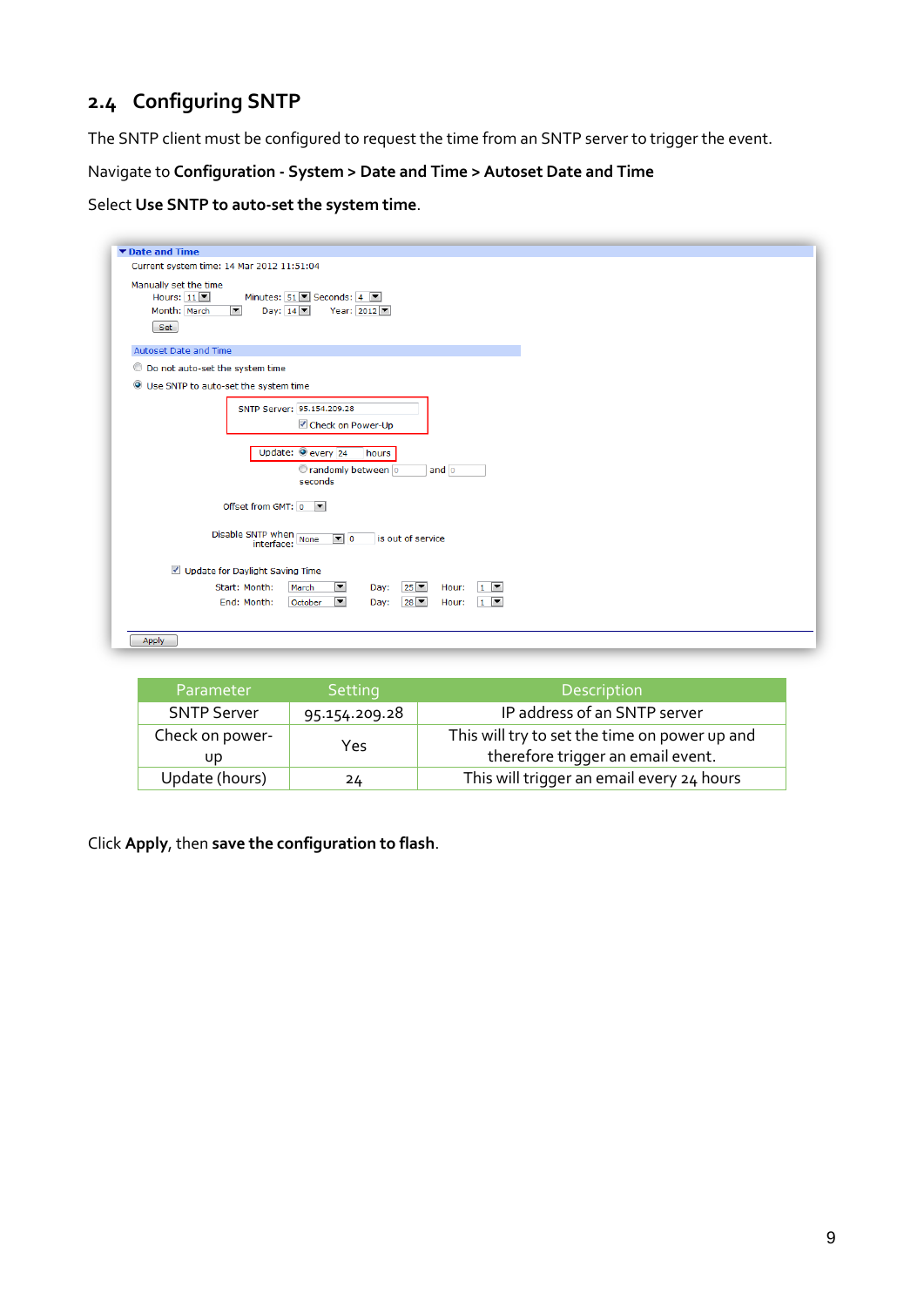## 2.4 Configuring SNTP

The SNTP client must be configured to request the time from an SNTP server to trigger the event.

Navigate to **Configuration - System > Date and Time > Autoset Date and Time**

Select **Use SNTP to auto-set the system time**.

| Parameter | Setting | Description |
|---|---|---|
| SNTP Server | 95.154.209.28 | IP address of an SNTP server |
| Check on power-up | Yes | This will try to set the time on power up and therefore trigger an email event. |
| Update (hours) | 24 | This will trigger an email every 24 hours |

Click **Apply**, then **save the configuration to flash**.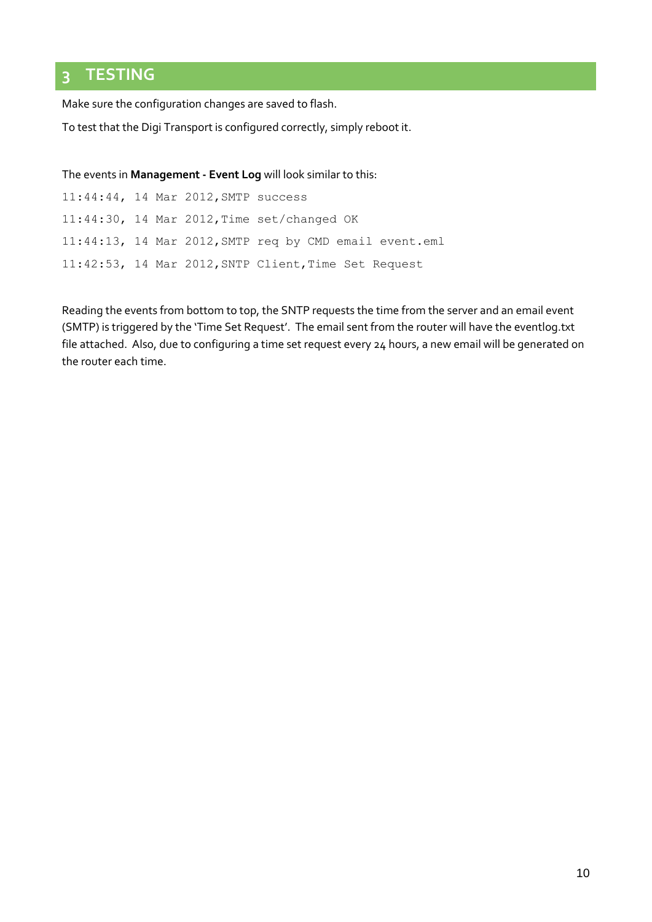# 3 TESTING

Make sure the configuration changes are saved to flash.

To test that the Digi Transport is configured correctly, simply reboot it.

The events in **Management - Event Log** will look similar to this:

```
11:44:44, 14 Mar 2012,SMTP success
11:44:30, 14 Mar 2012,Time set/changed OK
11:44:13, 14 Mar 2012,SMTP req by CMD email event.eml
11:42:53, 14 Mar 2012,SNTP Client,Time Set Request
```

Reading the events from bottom to top, the SNTP requests the time from the server and an email event (SMTP) is triggered by the 'Time Set Request'. The email sent from the router will have the eventlog.txt file attached. Also, due to configuring a time set request every 24 hours, a new email will be generated on the router each time.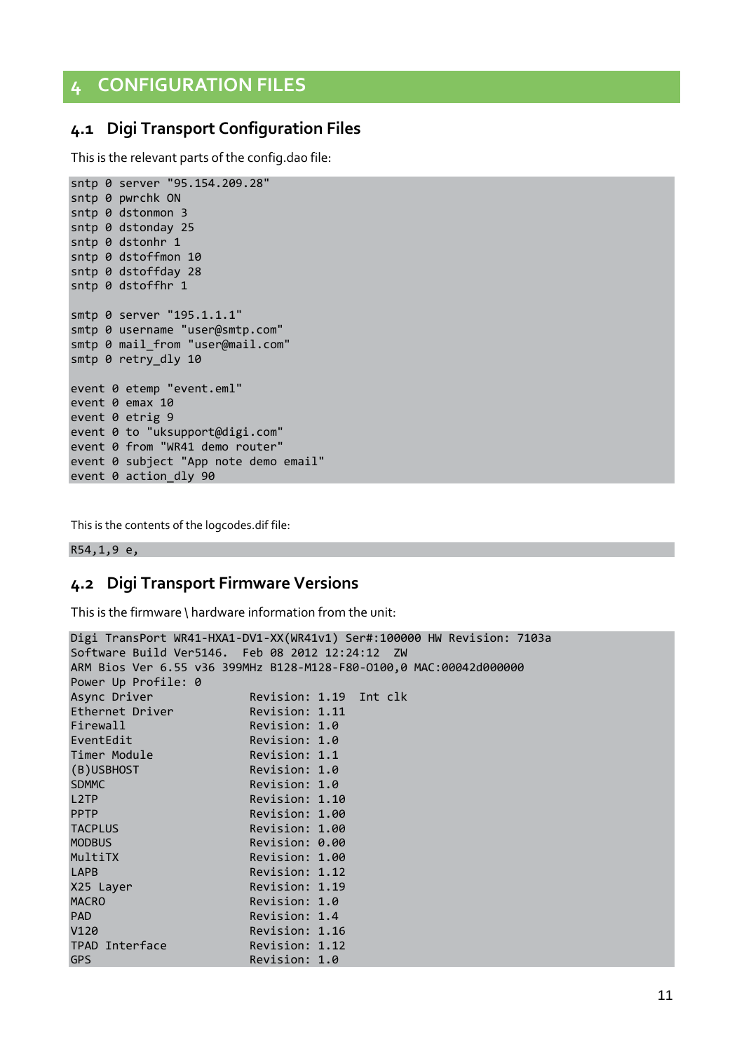# 4 CONFIGURATION FILES

## 4.1 Digi Transport Configuration Files

This is the relevant parts of the config.dao file:

```
sntp 0 server "95.154.209.28"
sntp 0 pwrchk ON
sntp 0 dstonmon 3
sntp 0 dstonday 25
sntp 0 dstonhr 1
sntp 0 dstoffmon 10
sntp 0 dstoffday 28
sntp 0 dstoffhr 1

smtp 0 server "195.1.1.1"
smtp 0 username "user@smtp.com"
smtp 0 mail_from "user@mail.com"
smtp 0 retry_dly 10

event 0 etemp "event.eml"
event 0 emax 10
event 0 etrig 9
event 0 to "uksupport@digi.com"
event 0 from "WR41 demo router"
event 0 subject "App note demo email"
event 0 action_dly 90
```

This is the contents of the logcodes.dif file:

```
R54,1,9 e,
```

## 4.2 Digi Transport Firmware Versions

This is the firmware \ hardware information from the unit:

```
Digi TransPort WR41-HXA1-DV1-XX(WR41v1) Ser#:100000 HW Revision: 7103a
Software Build Ver5146.  Feb 08 2012 12:24:12  ZW
ARM Bios Ver 6.55 v36 399MHz B128-M128-F80-O100,0 MAC:00042d000000
Power Up Profile: 0
Async Driver              Revision: 1.19  Int clk
Ethernet Driver           Revision: 1.11
Firewall                  Revision: 1.0
EventEdit                 Revision: 1.0
Timer Module              Revision: 1.1
(B)USBHOST                Revision: 1.0
SDMMC                     Revision: 1.0
L2TP                      Revision: 1.10
PPTP                      Revision: 1.00
TACPLUS                   Revision: 1.00
MODBUS                    Revision: 0.00
MultiTX                   Revision: 1.00
LAPB                      Revision: 1.12
X25 Layer                 Revision: 1.19
MACRO                     Revision: 1.0
PAD                       Revision: 1.4
V120                      Revision: 1.16
TPAD Interface            Revision: 1.12
GPS                       Revision: 1.0
```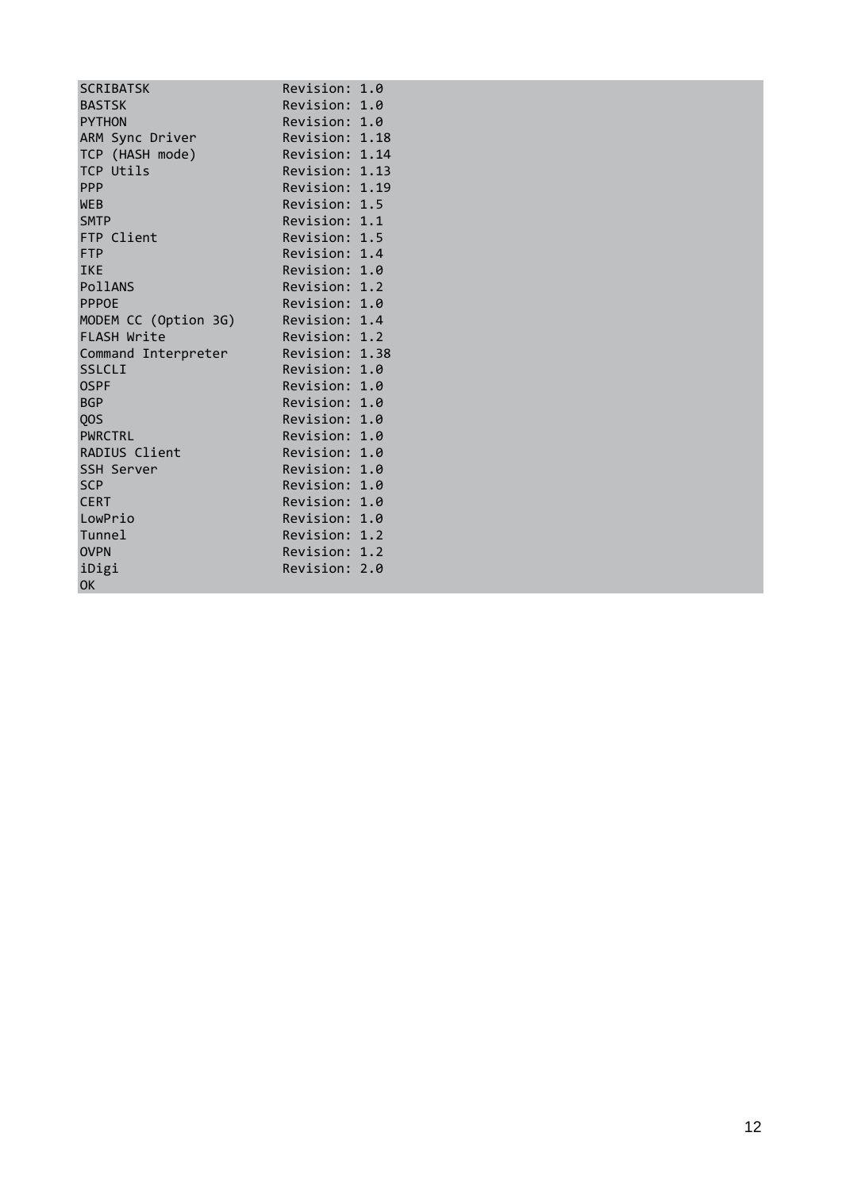```
SCRIBATSK                 Revision: 1.0
BASTSK                    Revision: 1.0
PYTHON                    Revision: 1.0
ARM Sync Driver           Revision: 1.18
TCP (HASH mode)           Revision: 1.14
TCP Utils                 Revision: 1.13
PPP                       Revision: 1.19
WEB                       Revision: 1.5
SMTP                      Revision: 1.1
FTP Client                Revision: 1.5
FTP                       Revision: 1.4
IKE                       Revision: 1.0
PollANS                   Revision: 1.2
PPPOE                     Revision: 1.0
MODEM CC (Option 3G)      Revision: 1.4
FLASH Write               Revision: 1.2
Command Interpreter       Revision: 1.38
SSLCLI                    Revision: 1.0
OSPF                      Revision: 1.0
BGP                       Revision: 1.0
QOS                       Revision: 1.0
PWRCTRL                   Revision: 1.0
RADIUS Client             Revision: 1.0
SSH Server                Revision: 1.0
SCP                       Revision: 1.0
CERT                      Revision: 1.0
LowPrio                   Revision: 1.0
Tunnel                    Revision: 1.2
OVPN                      Revision: 1.2
iDigi                     Revision: 2.0
OK
```